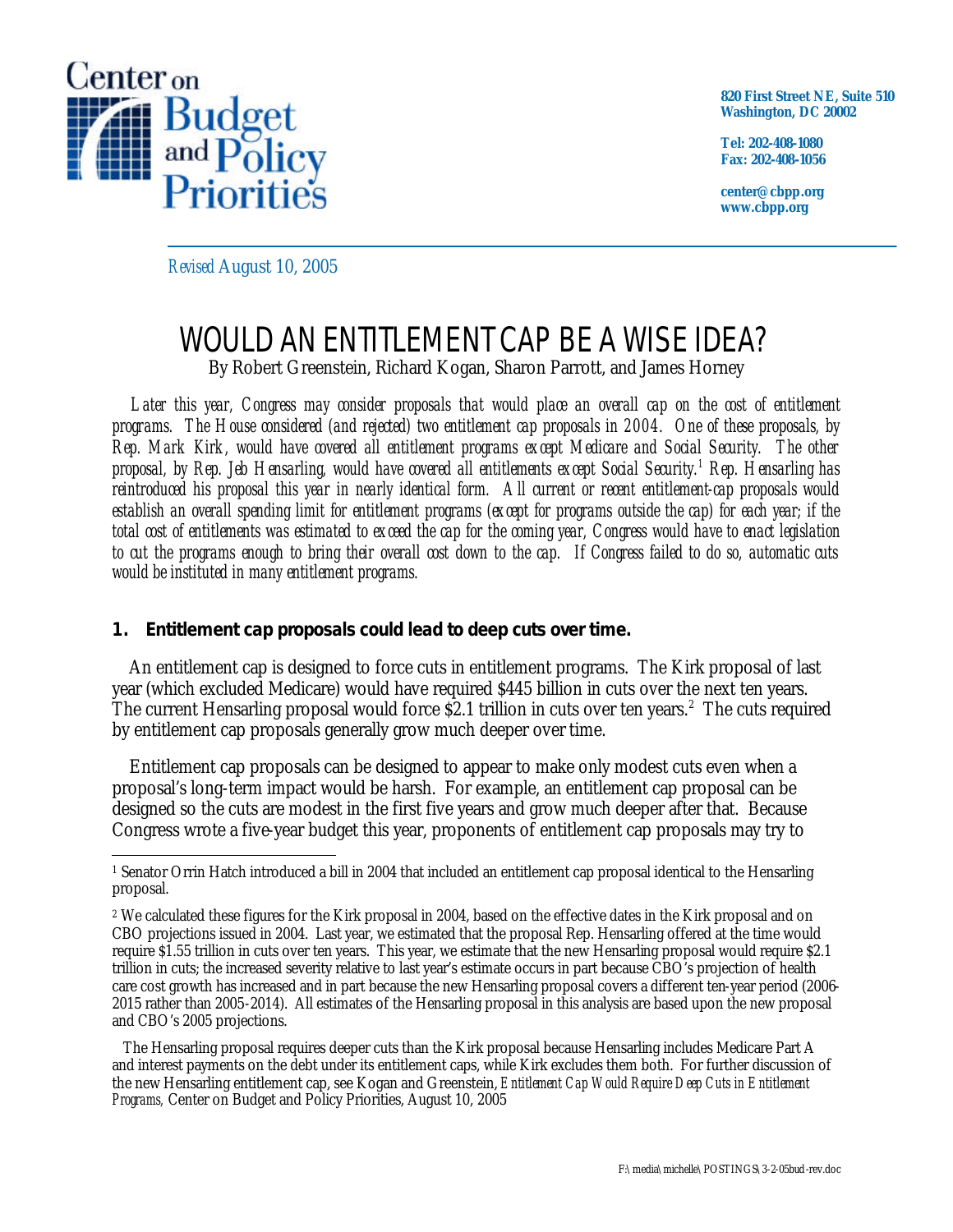Center on Budget and Policy Priorities

820 First Street NE, Suite 510
Washington, DC 20002

Tel: 202-408-1080
Fax: 202-408-1056

center@cbpp.org
www.cbpp.org

*Revised* August 10, 2005

# WOULD AN ENTITLEMENT CAP BE A WISE IDEA?

By Robert Greenstein, Richard Kogan, Sharon Parrott, and James Horney

*Later this year, Congress may consider proposals that would place an overall cap on the cost of entitlement programs. The House considered (and rejected) two entitlement cap proposals in 2004. One of these proposals, by Rep. Mark Kirk, would have covered all entitlement programs except Medicare and Social Security. The other proposal, by Rep. Jeb Hensarling, would have covered all entitlements except Social Security.[1] Rep. Hensarling has reintroduced his proposal this year in nearly identical form. All current or recent entitlement-cap proposals would establish an overall spending limit for entitlement programs (except for programs outside the cap) for each year; if the total cost of entitlements was estimated to exceed the cap for the coming year, Congress would have to enact legislation to cut the programs enough to bring their overall cost down to the cap. If Congress failed to do so, automatic cuts would be instituted in many entitlement programs.*

## 1. Entitlement cap proposals could lead to deep cuts over time.

An entitlement cap is designed to force cuts in entitlement programs. The Kirk proposal of last year (which excluded Medicare) would have required $445 billion in cuts over the next ten years. The current Hensarling proposal would force $2.1 trillion in cuts over ten years.[2] The cuts required by entitlement cap proposals generally grow much deeper over time.

Entitlement cap proposals can be designed to appear to make only modest cuts even when a proposal's long-term impact would be harsh. For example, an entitlement cap proposal can be designed so the cuts are modest in the first five years and grow much deeper after that. Because Congress wrote a five-year budget this year, proponents of entitlement cap proposals may try to

---

[1] Senator Orrin Hatch introduced a bill in 2004 that included an entitlement cap proposal identical to the Hensarling proposal.

[2] We calculated these figures for the Kirk proposal in 2004, based on the effective dates in the Kirk proposal and on CBO projections issued in 2004. Last year, we estimated that the proposal Rep. Hensarling offered at the time would require $1.55 trillion in cuts over ten years. This year, we estimate that the new Hensarling proposal would require $2.1 trillion in cuts; the increased severity relative to last year's estimate occurs in part because CBO's projection of health care cost growth has increased and in part because the new Hensarling proposal covers a different ten-year period (2006-2015 rather than 2005-2014). All estimates of the Hensarling proposal in this analysis are based upon the new proposal and CBO's 2005 projections.

The Hensarling proposal requires deeper cuts than the Kirk proposal because Hensarling includes Medicare Part A and interest payments on the debt under its entitlement caps, while Kirk excludes them both. For further discussion of the new Hensarling entitlement cap, see Kogan and Greenstein, *Entitlement Cap Would Require Deep Cuts in Entitlement Programs,* Center on Budget and Policy Priorities, August 10, 2005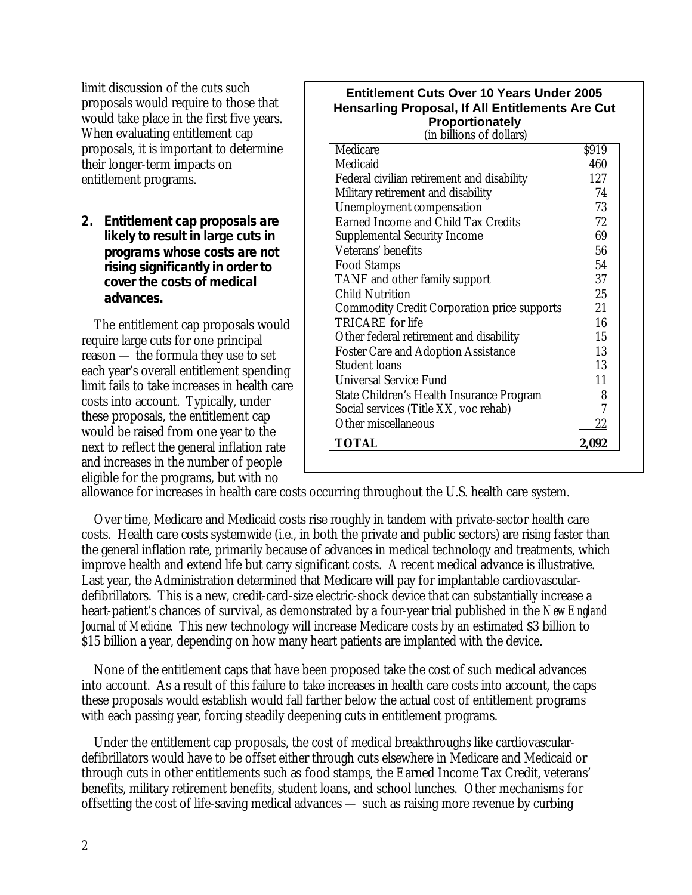limit discussion of the cuts such proposals would require to those that would take place in the first five years. When evaluating entitlement cap proposals, it is important to determine their longer-term impacts on entitlement programs.

**Entitlement Cuts Over 10 Years Under 2005 Hensarling Proposal, If All Entitlements Are Cut Proportionately**
(in billions of dollars)

| Program | Amount |
|---|---|
| Medicare | $919 |
| Medicaid | 460 |
| Federal civilian retirement and disability | 127 |
| Military retirement and disability | 74 |
| Unemployment compensation | 73 |
| Earned Income and Child Tax Credits | 72 |
| Supplemental Security Income | 69 |
| Veterans' benefits | 56 |
| Food Stamps | 54 |
| TANF and other family support | 37 |
| Child Nutrition | 25 |
| Commodity Credit Corporation price supports | 21 |
| TRICARE for life | 16 |
| Other federal retirement and disability | 15 |
| Foster Care and Adoption Assistance | 13 |
| Student loans | 13 |
| Universal Service Fund | 11 |
| State Children's Health Insurance Program | 8 |
| Social services (Title XX, voc rehab) | 7 |
| Other miscellaneous | 22 |
| **TOTAL** | **2,092** |

## 2. Entitlement cap proposals are likely to result in large cuts in programs whose costs are not rising significantly in order to cover the costs of medical advances.

The entitlement cap proposals would require large cuts for one principal reason — the formula they use to set each year's overall entitlement spending limit fails to take increases in health care costs into account. Typically, under these proposals, the entitlement cap would be raised from one year to the next to reflect the general inflation rate and increases in the number of people eligible for the programs, but with no allowance for increases in health care costs occurring throughout the U.S. health care system.

Over time, Medicare and Medicaid costs rise roughly in tandem with private-sector health care costs. Health care costs systemwide (i.e., in both the private and public sectors) are rising faster than the general inflation rate, primarily because of advances in medical technology and treatments, which improve health and extend life but carry significant costs. A recent medical advance is illustrative. Last year, the Administration determined that Medicare will pay for implantable cardiovascular-defibrillators. This is a new, credit-card-size electric-shock device that can substantially increase a heart-patient's chances of survival, as demonstrated by a four-year trial published in the *New England Journal of Medicine*. This new technology will increase Medicare costs by an estimated $3 billion to $15 billion a year, depending on how many heart patients are implanted with the device.

None of the entitlement caps that have been proposed take the cost of such medical advances into account. As a result of this failure to take increases in health care costs into account, the caps these proposals would establish would fall farther below the actual cost of entitlement programs with each passing year, forcing steadily deepening cuts in entitlement programs.

Under the entitlement cap proposals, the cost of medical breakthroughs like cardiovascular-defibrillators would have to be offset either through cuts elsewhere in Medicare and Medicaid or through cuts in other entitlements such as food stamps, the Earned Income Tax Credit, veterans' benefits, military retirement benefits, student loans, and school lunches. Other mechanisms for offsetting the cost of life-saving medical advances — such as raising more revenue by curbing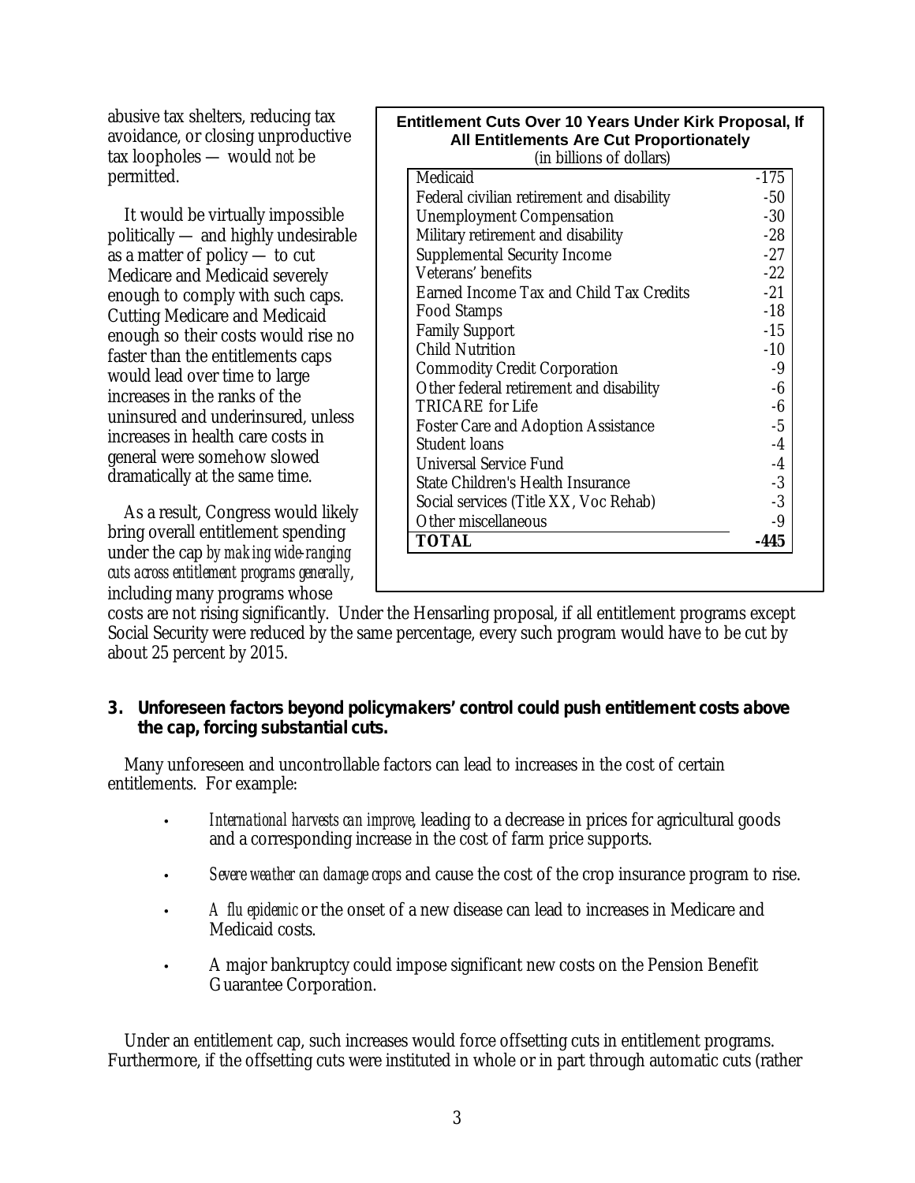abusive tax shelters, reducing tax avoidance, or closing unproductive tax loopholes — would *not* be permitted.

It would be virtually impossible politically — and highly undesirable as a matter of policy — to cut Medicare and Medicaid severely enough to comply with such caps. Cutting Medicare and Medicaid enough so their costs would rise no faster than the entitlements caps would lead over time to large increases in the ranks of the uninsured and underinsured, unless increases in health care costs in general were somehow slowed dramatically at the same time.

As a result, Congress would likely bring overall entitlement spending under the cap *by making wide-ranging cuts across entitlement programs generally*, including many programs whose costs are not rising significantly. Under the Hensarling proposal, if all entitlement programs except Social Security were reduced by the same percentage, every such program would have to be cut by about 25 percent by 2015.

**Entitlement Cuts Over 10 Years Under Kirk Proposal, If All Entitlements Are Cut Proportionately**
(in billions of dollars)

| Program | Cut |
|---|---|
| Medicaid | -175 |
| Federal civilian retirement and disability | -50 |
| Unemployment Compensation | -30 |
| Military retirement and disability | -28 |
| Supplemental Security Income | -27 |
| Veterans' benefits | -22 |
| Earned Income Tax and Child Tax Credits | -21 |
| Food Stamps | -18 |
| Family Support | -15 |
| Child Nutrition | -10 |
| Commodity Credit Corporation | -9 |
| Other federal retirement and disability | -6 |
| TRICARE for Life | -6 |
| Foster Care and Adoption Assistance | -5 |
| Student loans | -4 |
| Universal Service Fund | -4 |
| State Children's Health Insurance | -3 |
| Social services (Title XX, Voc Rehab) | -3 |
| Other miscellaneous | -9 |
| **TOTAL** | **-445** |

**3. Unforeseen factors beyond policymakers' control could push entitlement costs above the cap, forcing substantial cuts.**

Many unforeseen and uncontrollable factors can lead to increases in the cost of certain entitlements. For example:

- *International harvests can improve*, leading to a decrease in prices for agricultural goods and a corresponding increase in the cost of farm price supports.
- *Severe weather can damage crops* and cause the cost of the crop insurance program to rise.
- *A flu epidemic* or the onset of a new disease can lead to increases in Medicare and Medicaid costs.
- A major bankruptcy could impose significant new costs on the Pension Benefit Guarantee Corporation.

Under an entitlement cap, such increases would force offsetting cuts in entitlement programs. Furthermore, if the offsetting cuts were instituted in whole or in part through automatic cuts (rather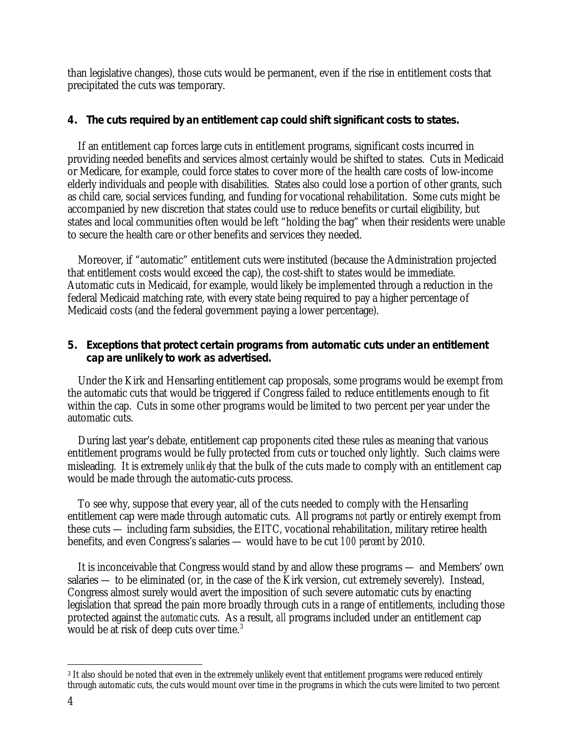than legislative changes), those cuts would be permanent, even if the rise in entitlement costs that precipitated the cuts was temporary.

**4. The cuts required by an entitlement cap could shift significant costs to states.**

If an entitlement cap forces large cuts in entitlement programs, significant costs incurred in providing needed benefits and services almost certainly would be shifted to states. Cuts in Medicaid or Medicare, for example, could force states to cover more of the health care costs of low-income elderly individuals and people with disabilities. States also could lose a portion of other grants, such as child care, social services funding, and funding for vocational rehabilitation. Some cuts might be accompanied by new discretion that states could use to reduce benefits or curtail eligibility, but states and local communities often would be left "holding the bag" when their residents were unable to secure the health care or other benefits and services they needed.

Moreover, if "automatic" entitlement cuts were instituted (because the Administration projected that entitlement costs would exceed the cap), the cost-shift to states would be immediate. Automatic cuts in Medicaid, for example, would likely be implemented through a reduction in the federal Medicaid matching rate, with every state being required to pay a higher percentage of Medicaid costs (and the federal government paying a lower percentage).

**5. Exceptions that protect certain programs from automatic cuts under an entitlement cap are unlikely to work as advertised.**

Under the Kirk and Hensarling entitlement cap proposals, some programs would be exempt from the automatic cuts that would be triggered if Congress failed to reduce entitlements enough to fit within the cap. Cuts in some other programs would be limited to two percent per year under the automatic cuts.

During last year's debate, entitlement cap proponents cited these rules as meaning that various entitlement programs would be fully protected from cuts or touched only lightly. Such claims were misleading. It is extremely *unlikely* that the bulk of the cuts made to comply with an entitlement cap would be made through the automatic-cuts process.

To see why, suppose that every year, all of the cuts needed to comply with the Hensarling entitlement cap were made through automatic cuts. All programs *not* partly or entirely exempt from these cuts — including farm subsidies, the EITC, vocational rehabilitation, military retiree health benefits, and even Congress's salaries — would have to be cut *100 percent* by 2010.

It is inconceivable that Congress would stand by and allow these programs — and Members' own salaries — to be eliminated (or, in the case of the Kirk version, cut extremely severely). Instead, Congress almost surely would avert the imposition of such severe automatic cuts by enacting legislation that spread the pain more broadly through cuts in a range of entitlements, including those protected against the *automatic* cuts. As a result, *all* programs included under an entitlement cap would be at risk of deep cuts over time.[3]

[3] It also should be noted that even in the extremely unlikely event that entitlement programs were reduced entirely through automatic cuts, the cuts would mount over time in the programs in which the cuts were limited to two percent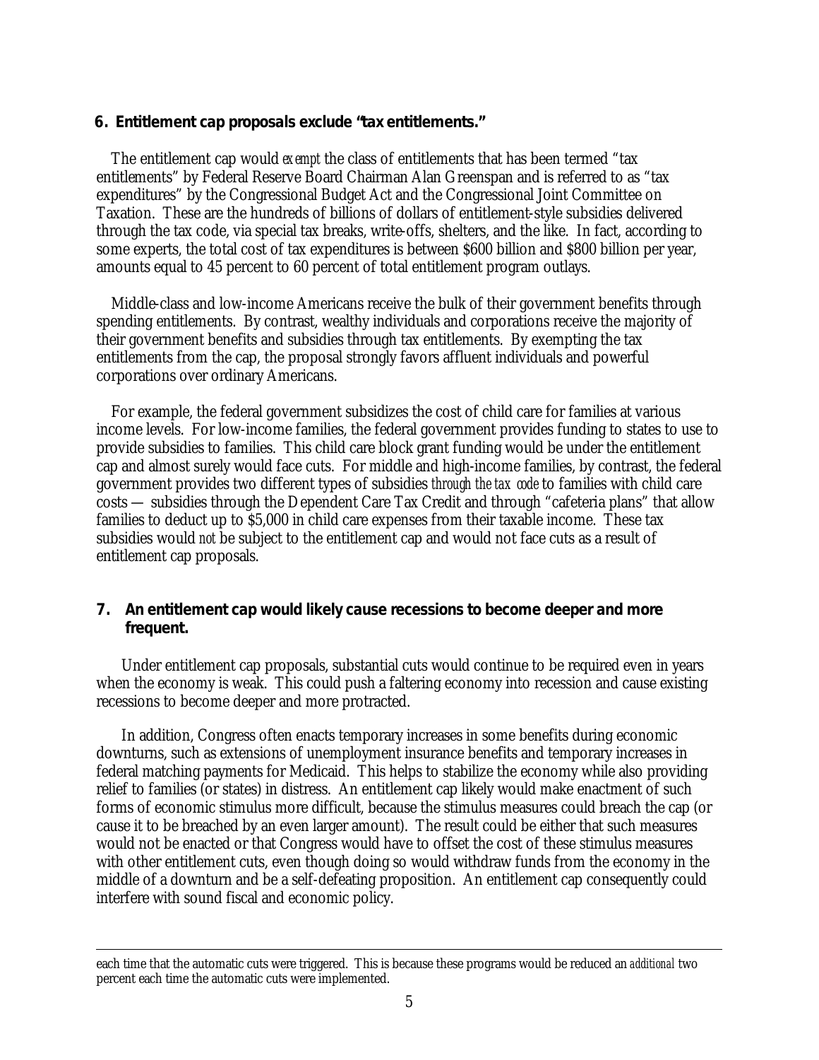## 6. Entitlement cap proposals exclude "tax entitlements."

The entitlement cap would *exempt* the class of entitlements that has been termed "tax entitlements" by Federal Reserve Board Chairman Alan Greenspan and is referred to as "tax expenditures" by the Congressional Budget Act and the Congressional Joint Committee on Taxation. These are the hundreds of billions of dollars of entitlement-style subsidies delivered through the tax code, via special tax breaks, write-offs, shelters, and the like. In fact, according to some experts, the total cost of tax expenditures is between $600 billion and $800 billion per year, amounts equal to 45 percent to 60 percent of total entitlement program outlays.

Middle-class and low-income Americans receive the bulk of their government benefits through spending entitlements. By contrast, wealthy individuals and corporations receive the majority of their government benefits and subsidies through tax entitlements. By exempting the tax entitlements from the cap, the proposal strongly favors affluent individuals and powerful corporations over ordinary Americans.

For example, the federal government subsidizes the cost of child care for families at various income levels. For low-income families, the federal government provides funding to states to use to provide subsidies to families. This child care block grant funding would be under the entitlement cap and almost surely would face cuts. For middle and high-income families, by contrast, the federal government provides two different types of subsidies *through the tax code* to families with child care costs — subsidies through the Dependent Care Tax Credit and through "cafeteria plans" that allow families to deduct up to $5,000 in child care expenses from their taxable income. These tax subsidies would *not* be subject to the entitlement cap and would not face cuts as a result of entitlement cap proposals.

## 7. An entitlement cap would likely cause recessions to become deeper and more frequent.

Under entitlement cap proposals, substantial cuts would continue to be required even in years when the economy is weak. This could push a faltering economy into recession and cause existing recessions to become deeper and more protracted.

In addition, Congress often enacts temporary increases in some benefits during economic downturns, such as extensions of unemployment insurance benefits and temporary increases in federal matching payments for Medicaid. This helps to stabilize the economy while also providing relief to families (or states) in distress. An entitlement cap likely would make enactment of such forms of economic stimulus more difficult, because the stimulus measures could breach the cap (or cause it to be breached by an even larger amount). The result could be either that such measures would not be enacted or that Congress would have to offset the cost of these stimulus measures with other entitlement cuts, even though doing so would withdraw funds from the economy in the middle of a downturn and be a self-defeating proposition. An entitlement cap consequently could interfere with sound fiscal and economic policy.

---

each time that the automatic cuts were triggered. This is because these programs would be reduced an *additional* two percent each time the automatic cuts were implemented.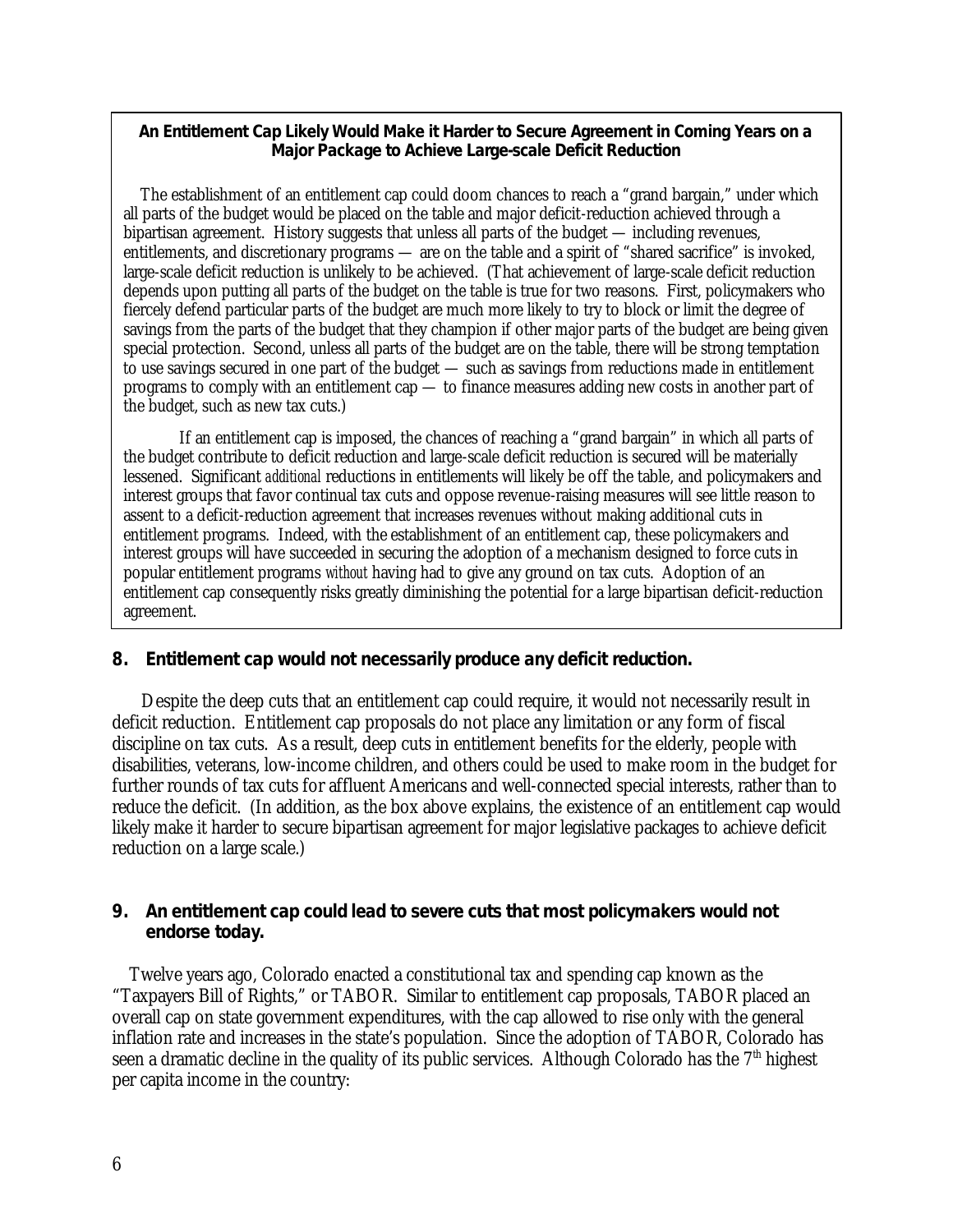**An Entitlement Cap Likely Would Make it Harder to Secure Agreement in Coming Years on a Major Package to Achieve Large-scale Deficit Reduction**

The establishment of an entitlement cap could doom chances to reach a "grand bargain," under which all parts of the budget would be placed on the table and major deficit-reduction achieved through a bipartisan agreement. History suggests that unless all parts of the budget — including revenues, entitlements, and discretionary programs — are on the table and a spirit of "shared sacrifice" is invoked, large-scale deficit reduction is unlikely to be achieved. (That achievement of large-scale deficit reduction depends upon putting all parts of the budget on the table is true for two reasons. First, policymakers who fiercely defend particular parts of the budget are much more likely to try to block or limit the degree of savings from the parts of the budget that they champion if other major parts of the budget are being given special protection. Second, unless all parts of the budget are on the table, there will be strong temptation to use savings secured in one part of the budget — such as savings from reductions made in entitlement programs to comply with an entitlement cap — to finance measures adding new costs in another part of the budget, such as new tax cuts.)

If an entitlement cap is imposed, the chances of reaching a "grand bargain" in which all parts of the budget contribute to deficit reduction and large-scale deficit reduction is secured will be materially lessened. Significant *additional* reductions in entitlements will likely be off the table, and policymakers and interest groups that favor continual tax cuts and oppose revenue-raising measures will see little reason to assent to a deficit-reduction agreement that increases revenues without making additional cuts in entitlement programs. Indeed, with the establishment of an entitlement cap, these policymakers and interest groups will have succeeded in securing the adoption of a mechanism designed to force cuts in popular entitlement programs *without* having had to give any ground on tax cuts. Adoption of an entitlement cap consequently risks greatly diminishing the potential for a large bipartisan deficit-reduction agreement.

### 8. Entitlement cap would not necessarily produce any deficit reduction.

Despite the deep cuts that an entitlement cap could require, it would not necessarily result in deficit reduction. Entitlement cap proposals do not place any limitation or any form of fiscal discipline on tax cuts. As a result, deep cuts in entitlement benefits for the elderly, people with disabilities, veterans, low-income children, and others could be used to make room in the budget for further rounds of tax cuts for affluent Americans and well-connected special interests, rather than to reduce the deficit. (In addition, as the box above explains, the existence of an entitlement cap would likely make it harder to secure bipartisan agreement for major legislative packages to achieve deficit reduction on a large scale.)

### 9. An entitlement cap could lead to severe cuts that most policymakers would not endorse today.

Twelve years ago, Colorado enacted a constitutional tax and spending cap known as the "Taxpayers Bill of Rights," or TABOR. Similar to entitlement cap proposals, TABOR placed an overall cap on state government expenditures, with the cap allowed to rise only with the general inflation rate and increases in the state's population. Since the adoption of TABOR, Colorado has seen a dramatic decline in the quality of its public services. Although Colorado has the 7th highest per capita income in the country: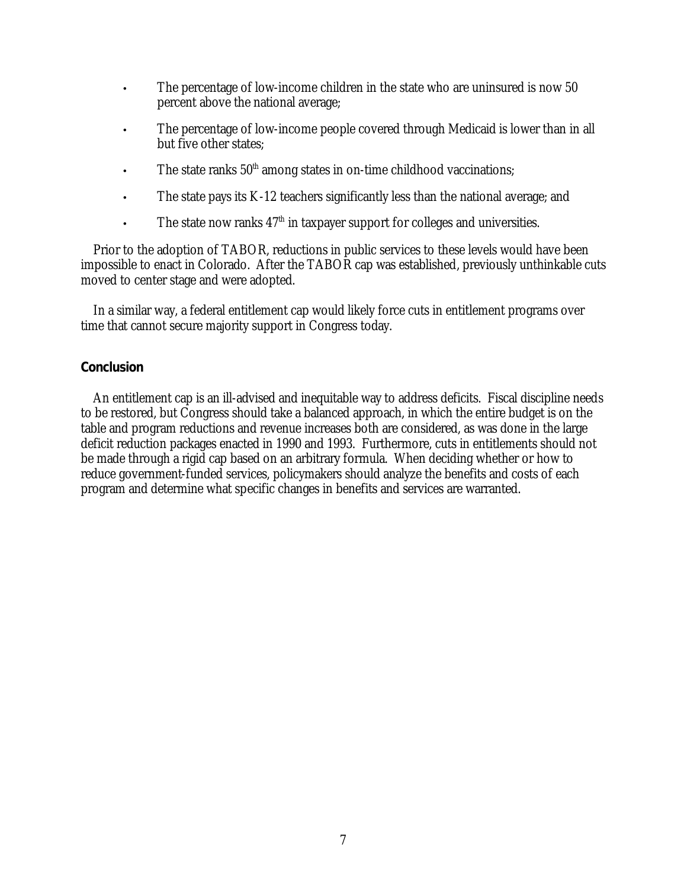- The percentage of low-income children in the state who are uninsured is now 50 percent above the national average;
- The percentage of low-income people covered through Medicaid is lower than in all but five other states;
- The state ranks 50th among states in on-time childhood vaccinations;
- The state pays its K-12 teachers significantly less than the national average; and
- The state now ranks 47th in taxpayer support for colleges and universities.

Prior to the adoption of TABOR, reductions in public services to these levels would have been impossible to enact in Colorado. After the TABOR cap was established, previously unthinkable cuts moved to center stage and were adopted.

In a similar way, a federal entitlement cap would likely force cuts in entitlement programs over time that cannot secure majority support in Congress today.

## Conclusion

An entitlement cap is an ill-advised and inequitable way to address deficits. Fiscal discipline needs to be restored, but Congress should take a balanced approach, in which the entire budget is on the table and program reductions and revenue increases both are considered, as was done in the large deficit reduction packages enacted in 1990 and 1993. Furthermore, cuts in entitlements should not be made through a rigid cap based on an arbitrary formula. When deciding whether or how to reduce government-funded services, policymakers should analyze the benefits and costs of each program and determine what specific changes in benefits and services are warranted.